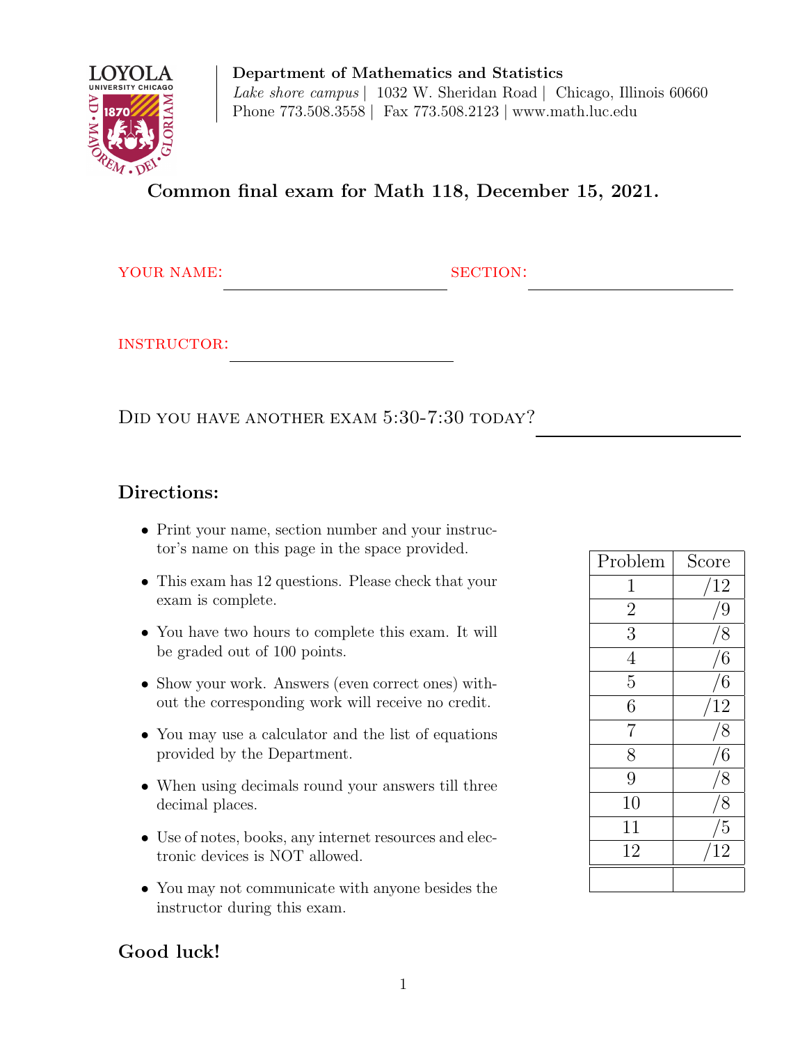**Department of Mathematics and Statistics**
*Lake shore campus* | 1032 W. Sheridan Road | Chicago, Illinois 60660
Phone 773.508.3558 | Fax 773.508.2123 | www.math.luc.edu

## Common final exam for Math 118, December 15, 2021.

YOUR NAME: ____________________ SECTION: ____________________

INSTRUCTOR: ____________________

DID YOU HAVE ANOTHER EXAM 5:30-7:30 TODAY? ____________________

## Directions:

- Print your name, section number and your instructor's name on this page in the space provided.
- This exam has 12 questions. Please check that your exam is complete.
- You have two hours to complete this exam. It will be graded out of 100 points.
- Show your work. Answers (even correct ones) without the corresponding work will receive no credit.
- You may use a calculator and the list of equations provided by the Department.
- When using decimals round your answers till three decimal places.
- Use of notes, books, any internet resources and electronic devices is NOT allowed.
- You may not communicate with anyone besides the instructor during this exam.

| Problem | Score |
|---|---|
| 1 | /12 |
| 2 | /9 |
| 3 | /8 |
| 4 | /6 |
| 5 | /6 |
| 6 | /12 |
| 7 | /8 |
| 8 | /6 |
| 9 | /8 |
| 10 | /8 |
| 11 | /5 |
| 12 | /12 |
| | |

## Good luck!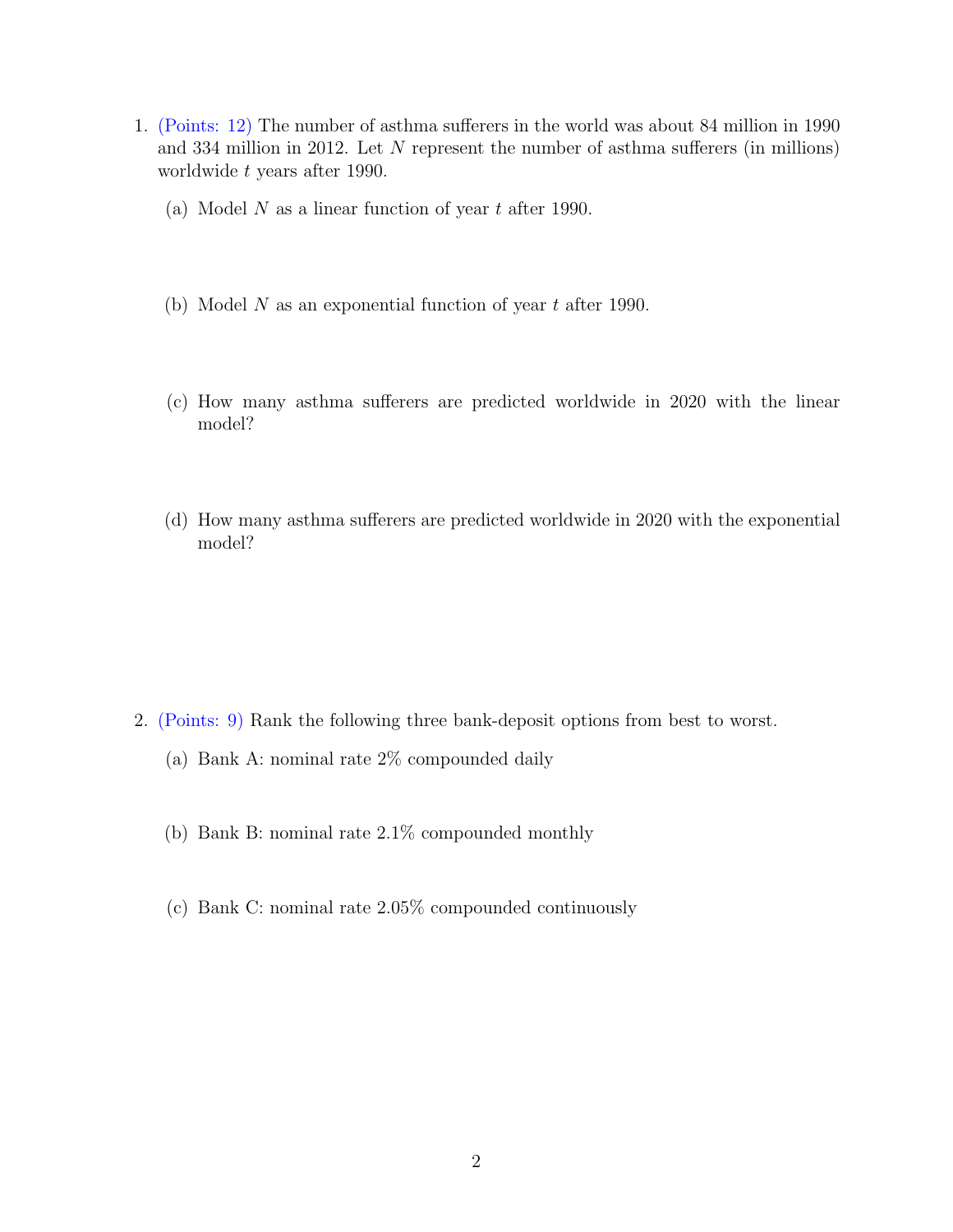1. (Points: 12) The number of asthma sufferers in the world was about 84 million in 1990 and 334 million in 2012. Let $N$ represent the number of asthma sufferers (in millions) worldwide $t$ years after 1990.

   (a) Model $N$ as a linear function of year $t$ after 1990.

   (b) Model $N$ as an exponential function of year $t$ after 1990.

   (c) How many asthma sufferers are predicted worldwide in 2020 with the linear model?

   (d) How many asthma sufferers are predicted worldwide in 2020 with the exponential model?

2. (Points: 9) Rank the following three bank-deposit options from best to worst.

   (a) Bank A: nominal rate 2% compounded daily

   (b) Bank B: nominal rate 2.1% compounded monthly

   (c) Bank C: nominal rate 2.05% compounded continuously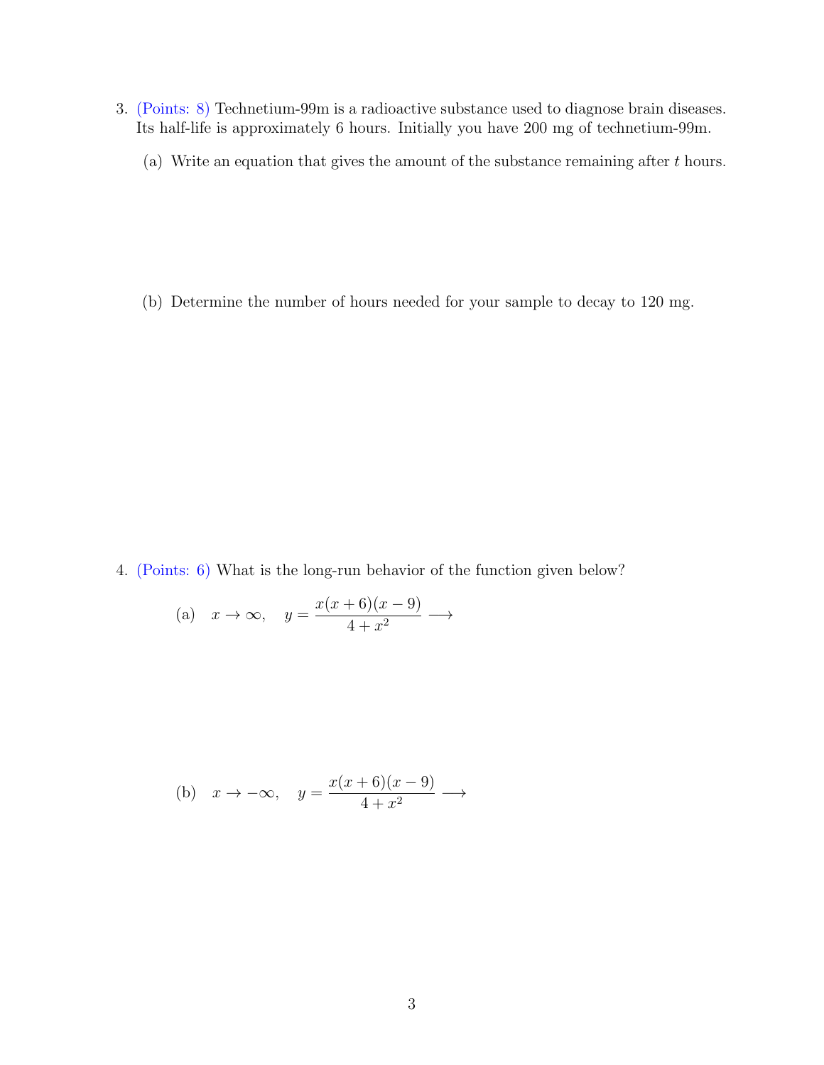3. (Points: 8) Technetium-99m is a radioactive substance used to diagnose brain diseases. Its half-life is approximately 6 hours. Initially you have 200 mg of technetium-99m.

   (a) Write an equation that gives the amount of the substance remaining after $t$ hours.

   (b) Determine the number of hours needed for your sample to decay to 120 mg.

4. (Points: 6) What is the long-run behavior of the function given below?

   (a) $x \to \infty, \quad y = \dfrac{x(x+6)(x-9)}{4+x^2} \longrightarrow$

   (b) $x \to -\infty, \quad y = \dfrac{x(x+6)(x-9)}{4+x^2} \longrightarrow$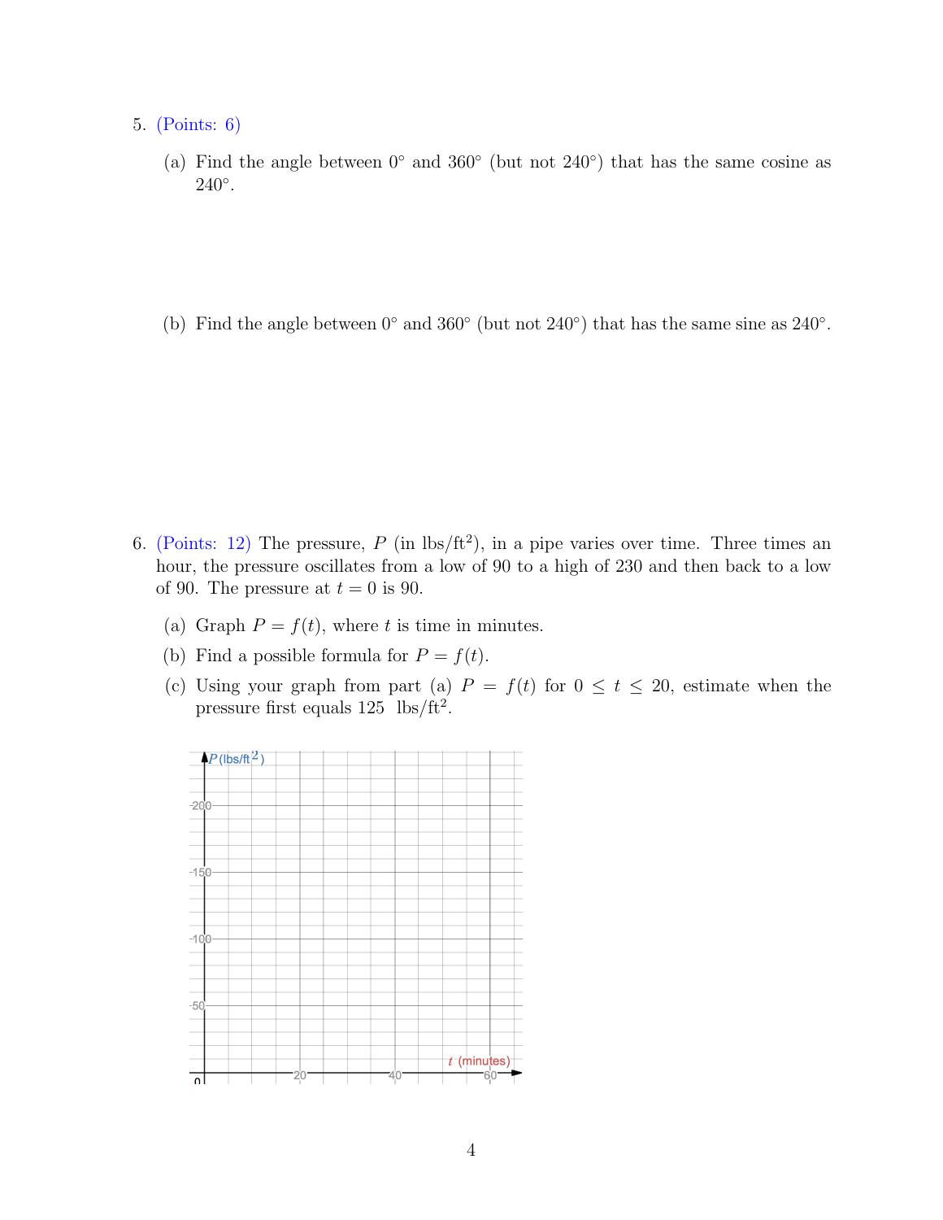5. (Points: 6)

   (a) Find the angle between $0^\circ$ and $360^\circ$ (but not $240^\circ$) that has the same cosine as $240^\circ$.

   (b) Find the angle between $0^\circ$ and $360^\circ$ (but not $240^\circ$) that has the same sine as $240^\circ$.

6. (Points: 12) The pressure, $P$ (in lbs/ft$^2$), in a pipe varies over time. Three times an hour, the pressure oscillates from a low of 90 to a high of 230 and then back to a low of 90. The pressure at $t = 0$ is 90.

   (a) Graph $P = f(t)$, where $t$ is time in minutes.

   (b) Find a possible formula for $P = f(t)$.

   (c) Using your graph from part (a) $P = f(t)$ for $0 \le t \le 20$, estimate when the pressure first equals 125 lbs/ft$^2$.

$P$ (lbs/ft$^2$)

200

150

100

50

0

20 40 60

$t$ (minutes)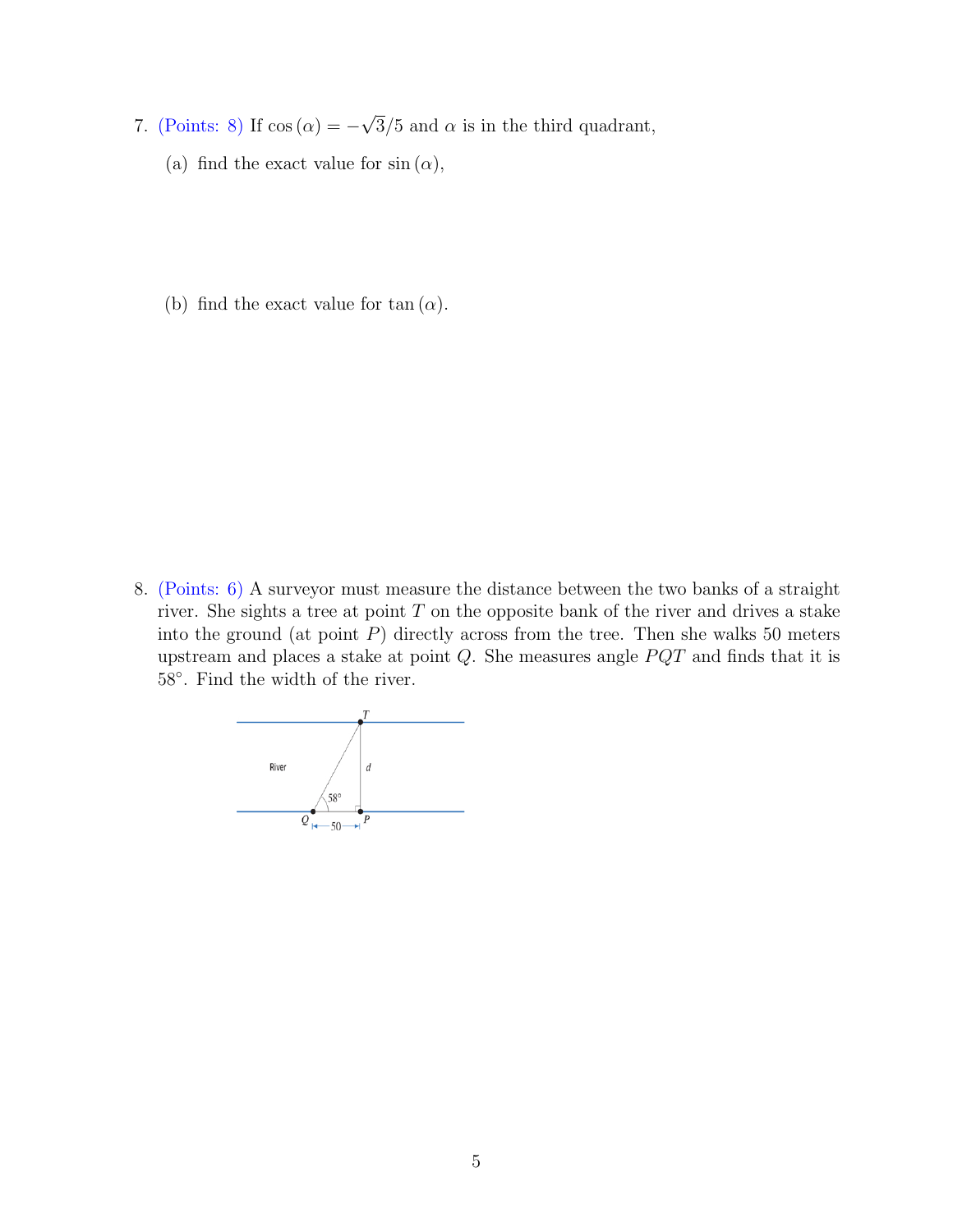7. (Points: 8) If $\cos(\alpha) = -\sqrt{3}/5$ and $\alpha$ is in the third quadrant,

   (a) find the exact value for $\sin(\alpha)$,

   (b) find the exact value for $\tan(\alpha)$.

8. (Points: 6) A surveyor must measure the distance between the two banks of a straight river. She sights a tree at point $T$ on the opposite bank of the river and drives a stake into the ground (at point $P$) directly across from the tree. Then she walks 50 meters upstream and places a stake at point $Q$. She measures angle $PQT$ and finds that it is $58°$. Find the width of the river.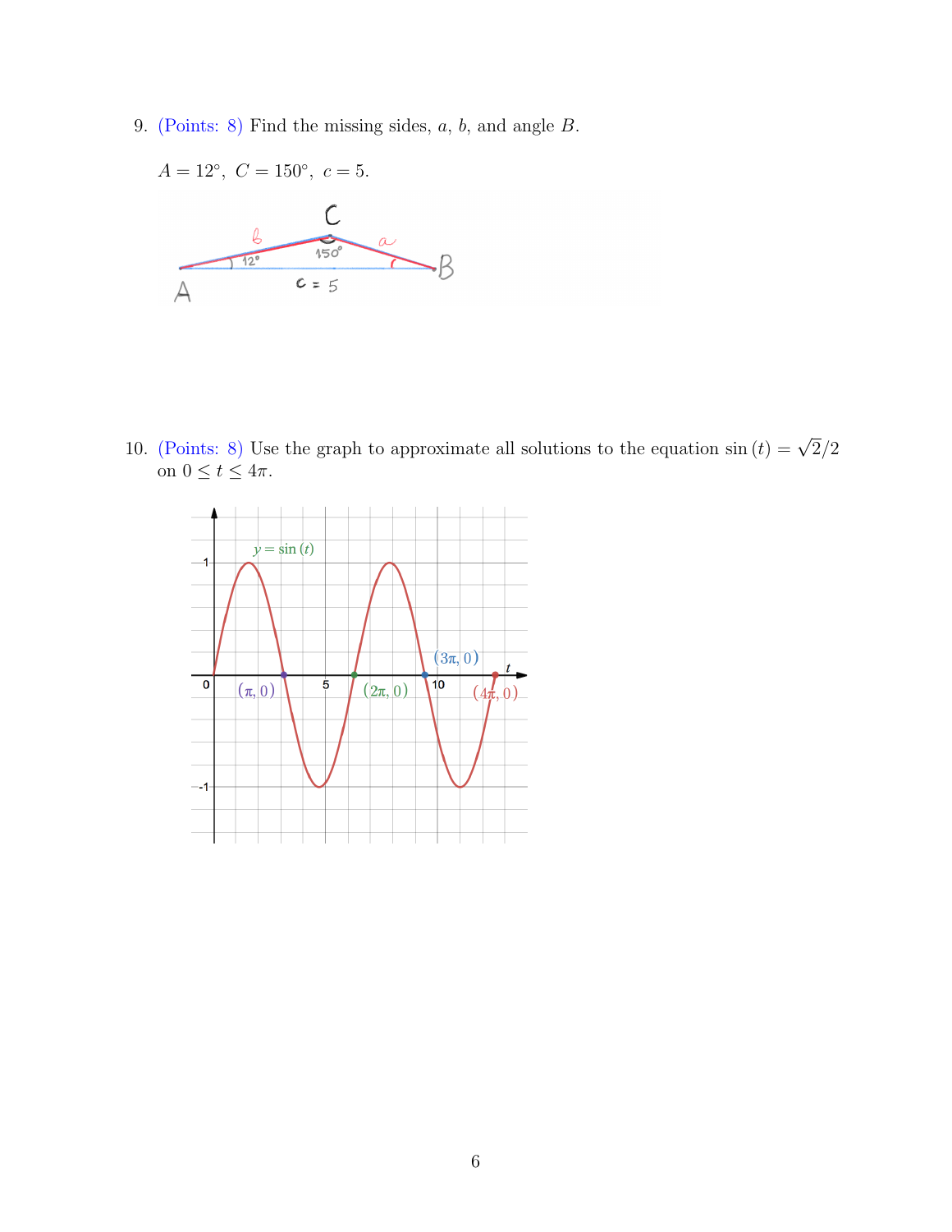9. (Points: 8) Find the missing sides, $a$, $b$, and angle $B$.

   $A = 12^\circ,\ C = 150^\circ,\ c = 5.$

10. (Points: 8) Use the graph to approximate all solutions to the equation $\sin(t) = \sqrt{2}/2$ on $0 \le t \le 4\pi$.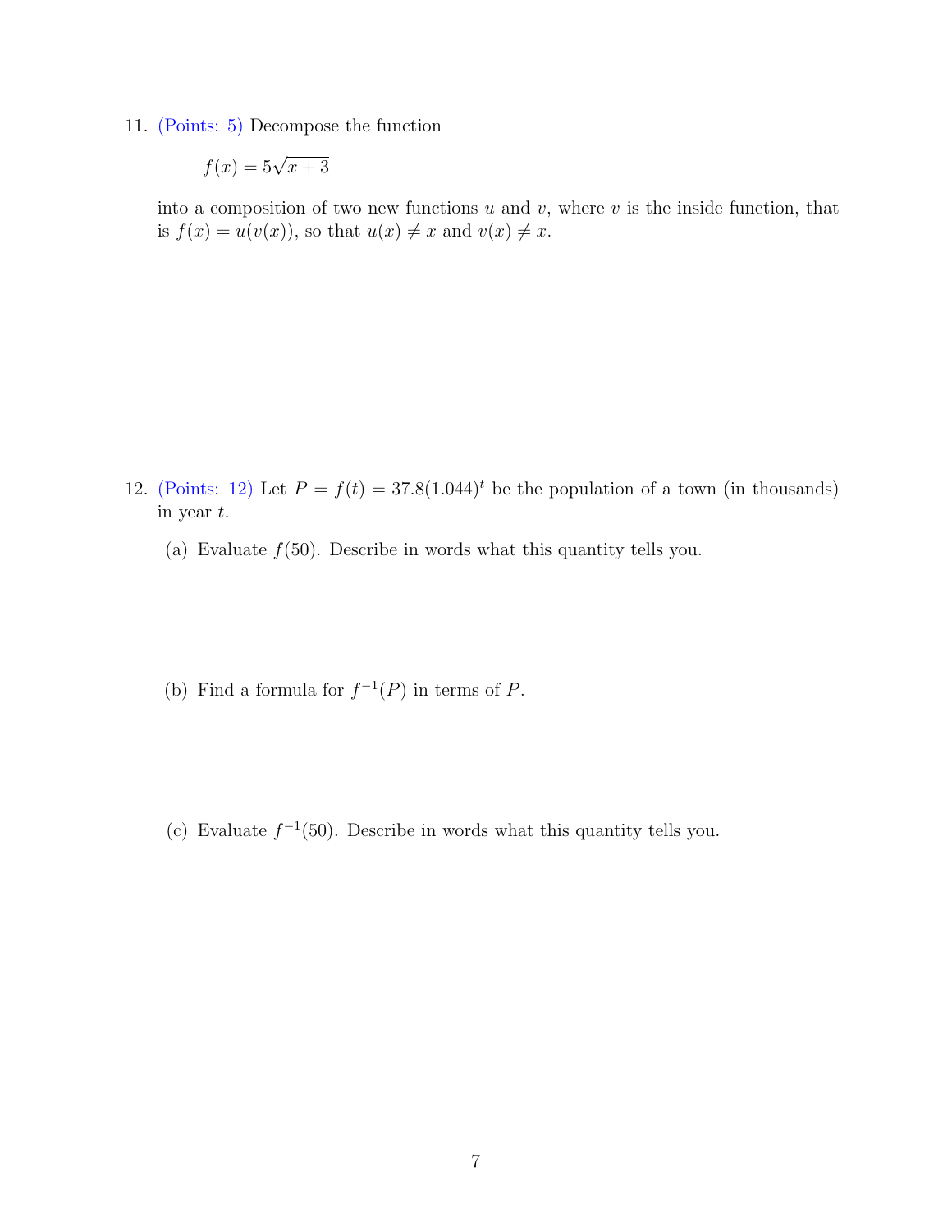11. (Points: 5) Decompose the function

    $$f(x) = 5\sqrt{x+3}$$

    into a composition of two new functions $u$ and $v$, where $v$ is the inside function, that is $f(x) = u(v(x))$, so that $u(x) \neq x$ and $v(x) \neq x$.

12. (Points: 12) Let $P = f(t) = 37.8(1.044)^t$ be the population of a town (in thousands) in year $t$.

    (a) Evaluate $f(50)$. Describe in words what this quantity tells you.

    (b) Find a formula for $f^{-1}(P)$ in terms of $P$.

    (c) Evaluate $f^{-1}(50)$. Describe in words what this quantity tells you.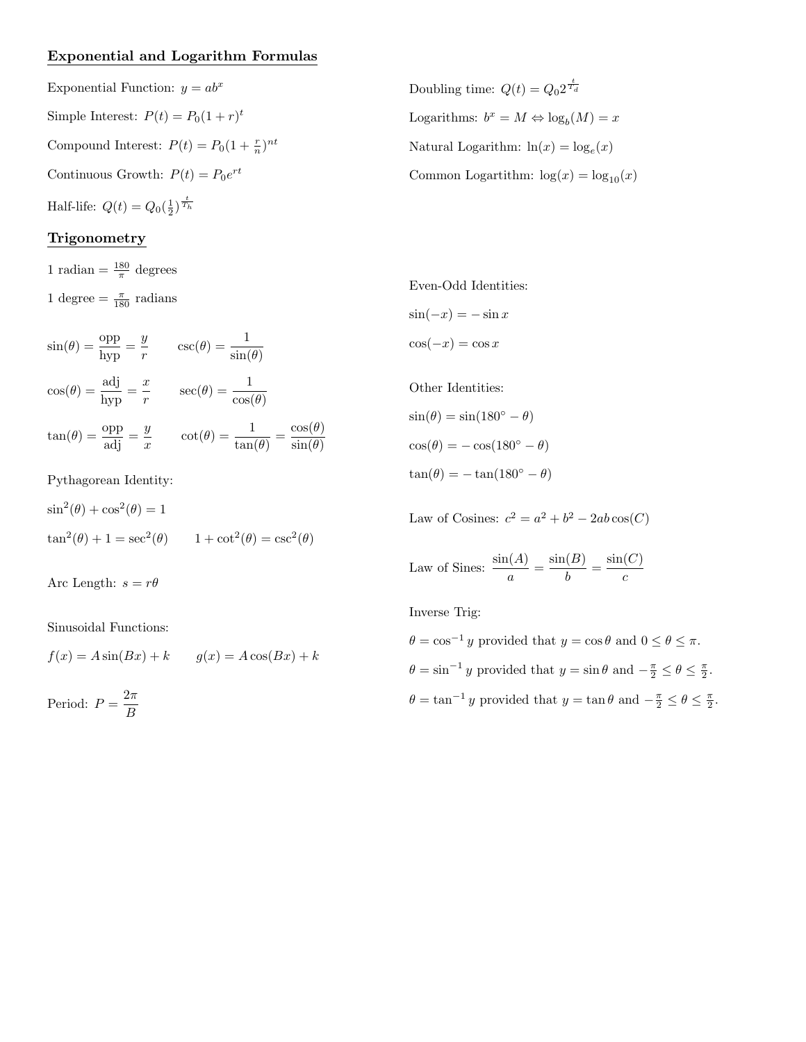## Exponential and Logarithm Formulas

Exponential Function: $y = ab^x$

Simple Interest: $P(t) = P_0(1+r)^t$

Compound Interest: $P(t) = P_0(1+\frac{r}{n})^{nt}$

Continuous Growth: $P(t) = P_0 e^{rt}$

Half-life: $Q(t) = Q_0(\frac{1}{2})^{\frac{t}{T_h}}$

Doubling time: $Q(t) = Q_0 2^{\frac{t}{T_d}}$

Logarithms: $b^x = M \Leftrightarrow \log_b(M) = x$

Natural Logarithm: $\ln(x) = \log_e(x)$

Common Logartithm: $\log(x) = \log_{10}(x)$

## Trigonometry

1 radian $= \frac{180}{\pi}$ degrees

1 degree $= \frac{\pi}{180}$ radians

$$\sin(\theta) = \frac{\text{opp}}{\text{hyp}} = \frac{y}{r} \qquad \csc(\theta) = \frac{1}{\sin(\theta)}$$

$$\cos(\theta) = \frac{\text{adj}}{\text{hyp}} = \frac{x}{r} \qquad \sec(\theta) = \frac{1}{\cos(\theta)}$$

$$\tan(\theta) = \frac{\text{opp}}{\text{adj}} = \frac{y}{x} \qquad \cot(\theta) = \frac{1}{\tan(\theta)} = \frac{\cos(\theta)}{\sin(\theta)}$$

Pythagorean Identity:

$\sin^2(\theta) + \cos^2(\theta) = 1$

$\tan^2(\theta) + 1 = \sec^2(\theta) \qquad 1 + \cot^2(\theta) = \csc^2(\theta)$

Arc Length: $s = r\theta$

Sinusoidal Functions:

$f(x) = A\sin(Bx) + k \qquad g(x) = A\cos(Bx) + k$

Period: $P = \dfrac{2\pi}{B}$

Even-Odd Identities:

$\sin(-x) = -\sin x$

$\cos(-x) = \cos x$

Other Identities:

$\sin(\theta) = \sin(180^\circ - \theta)$

$\cos(\theta) = -\cos(180^\circ - \theta)$

$\tan(\theta) = -\tan(180^\circ - \theta)$

Law of Cosines: $c^2 = a^2 + b^2 - 2ab\cos(C)$

Law of Sines: $\dfrac{\sin(A)}{a} = \dfrac{\sin(B)}{b} = \dfrac{\sin(C)}{c}$

Inverse Trig:

$\theta = \cos^{-1} y$ provided that $y = \cos\theta$ and $0 \leq \theta \leq \pi$.

$\theta = \sin^{-1} y$ provided that $y = \sin\theta$ and $-\frac{\pi}{2} \leq \theta \leq \frac{\pi}{2}$.

$\theta = \tan^{-1} y$ provided that $y = \tan\theta$ and $-\frac{\pi}{2} \leq \theta \leq \frac{\pi}{2}$.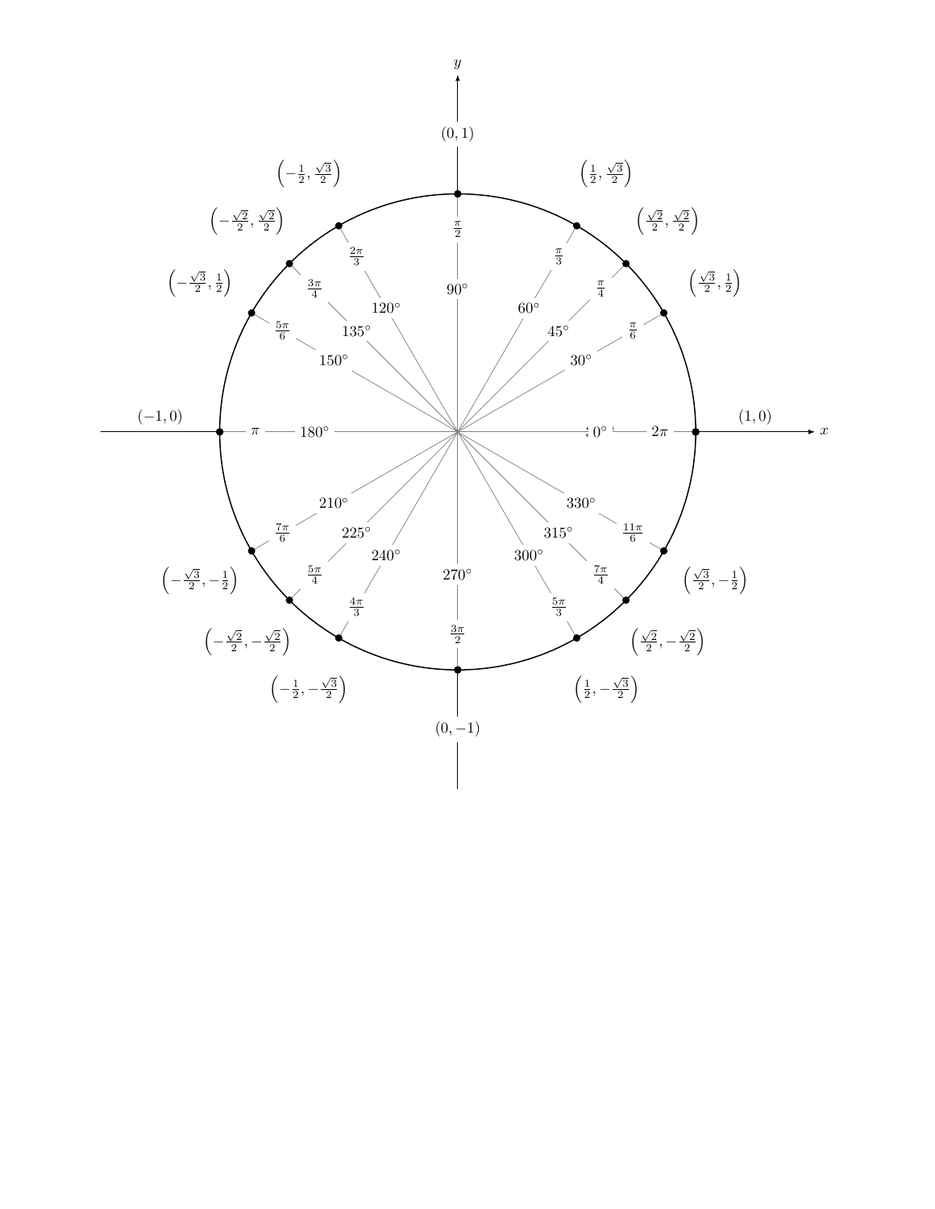$y$

$(0, 1)$

$\left(-\frac{1}{2}, \frac{\sqrt{3}}{2}\right)$

$\left(\frac{1}{2}, \frac{\sqrt{3}}{2}\right)$

$\left(-\frac{\sqrt{2}}{2}, \frac{\sqrt{2}}{2}\right)$

$\left(\frac{\sqrt{2}}{2}, \frac{\sqrt{2}}{2}\right)$

$\left(-\frac{\sqrt{3}}{2}, \frac{1}{2}\right)$

$\left(\frac{\sqrt{3}}{2}, \frac{1}{2}\right)$

$\frac{\pi}{2}$

$\frac{2\pi}{3}$

$\frac{\pi}{3}$

$\frac{3\pi}{4}$

$\frac{\pi}{4}$

$\frac{5\pi}{6}$

$\frac{\pi}{6}$

$90^\circ$

$120^\circ$

$60^\circ$

$135^\circ$

$45^\circ$

$150^\circ$

$30^\circ$

$(-1, 0)$

$\pi$

$180^\circ$

$0^\circ$

$2\pi$

$(1, 0)$

$x$

$210^\circ$

$330^\circ$

$\frac{7\pi}{6}$

$\frac{11\pi}{6}$

$225^\circ$

$315^\circ$

$240^\circ$

$300^\circ$

$\frac{5\pi}{4}$

$\frac{7\pi}{4}$

$270^\circ$

$\frac{4\pi}{3}$

$\frac{5\pi}{3}$

$\frac{3\pi}{2}$

$\left(-\frac{\sqrt{3}}{2}, -\frac{1}{2}\right)$

$\left(\frac{\sqrt{3}}{2}, -\frac{1}{2}\right)$

$\left(-\frac{\sqrt{2}}{2}, -\frac{\sqrt{2}}{2}\right)$

$\left(\frac{\sqrt{2}}{2}, -\frac{\sqrt{2}}{2}\right)$

$\left(-\frac{1}{2}, -\frac{\sqrt{3}}{2}\right)$

$\left(\frac{1}{2}, -\frac{\sqrt{3}}{2}\right)$

$(0, -1)$